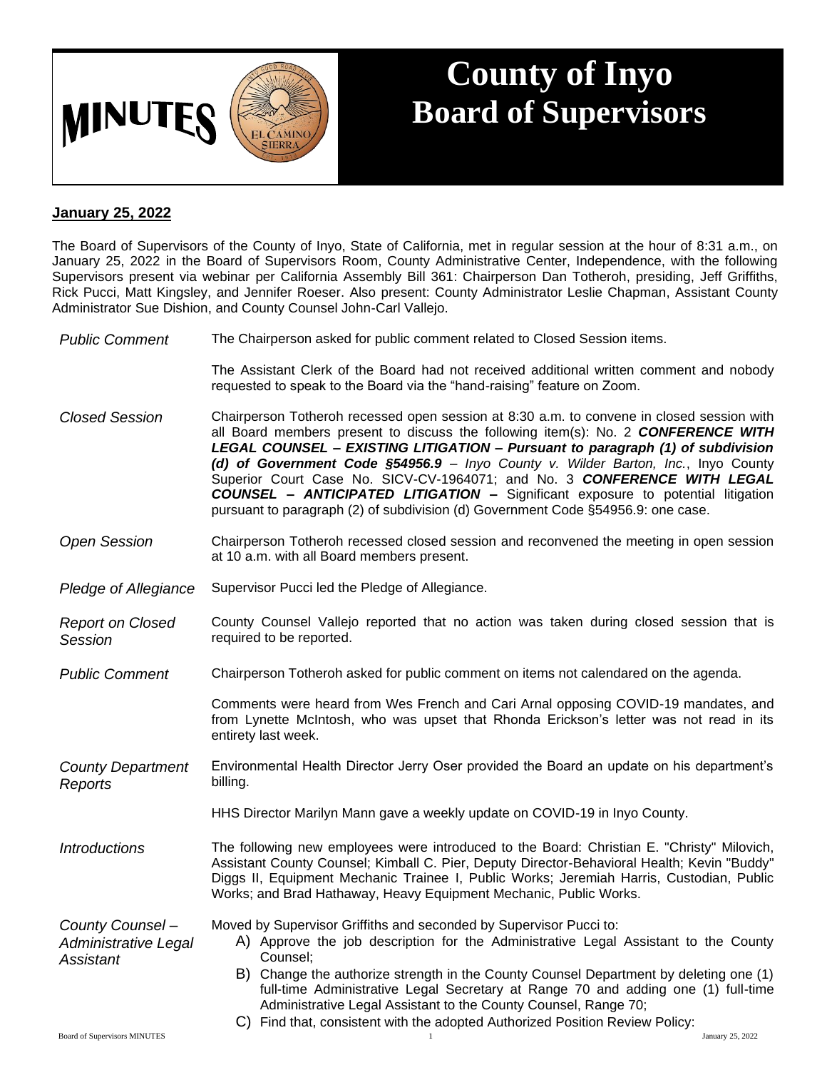# MINUTES

# County of Inyo Board of Supervisors

**January 25, 2022**

The Board of Supervisors of the County of Inyo, State of California, met in regular session at the hour of 8:31 a.m., on January 25, 2022 in the Board of Supervisors Room, County Administrative Center, Independence, with the following Supervisors present via webinar per California Assembly Bill 361: Chairperson Dan Totheroh, presiding, Jeff Griffiths, Rick Pucci, Matt Kingsley, and Jennifer Roeser. Also present: County Administrator Leslie Chapman, Assistant County Administrator Sue Dishion, and County Counsel John-Carl Vallejo.

*Public Comment*

The Chairperson asked for public comment related to Closed Session items.

The Assistant Clerk of the Board had not received additional written comment and nobody requested to speak to the Board via the "hand-raising" feature on Zoom.

*Closed Session*

Chairperson Totheroh recessed open session at 8:30 a.m. to convene in closed session with all Board members present to discuss the following item(s): No. 2 ***CONFERENCE WITH LEGAL COUNSEL – EXISTING LITIGATION – Pursuant to paragraph (1) of subdivision (d) of Government Code §54956.9*** – *Inyo County v. Wilder Barton, Inc.*, Inyo County Superior Court Case No. SICV-CV-1964071; and No. 3 ***CONFERENCE WITH LEGAL COUNSEL – ANTICIPATED LITIGATION –*** Significant exposure to potential litigation pursuant to paragraph (2) of subdivision (d) Government Code §54956.9: one case.

*Open Session*

Chairperson Totheroh recessed closed session and reconvened the meeting in open session at 10 a.m. with all Board members present.

*Pledge of Allegiance*

Supervisor Pucci led the Pledge of Allegiance.

*Report on Closed Session*

County Counsel Vallejo reported that no action was taken during closed session that is required to be reported.

*Public Comment*

Chairperson Totheroh asked for public comment on items not calendared on the agenda.

Comments were heard from Wes French and Cari Arnal opposing COVID-19 mandates, and from Lynette McIntosh, who was upset that Rhonda Erickson's letter was not read in its entirety last week.

*County Department Reports*

Environmental Health Director Jerry Oser provided the Board an update on his department's billing.

HHS Director Marilyn Mann gave a weekly update on COVID-19 in Inyo County.

*Introductions*

The following new employees were introduced to the Board: Christian E. "Christy" Milovich, Assistant County Counsel; Kimball C. Pier, Deputy Director-Behavioral Health; Kevin "Buddy" Diggs II, Equipment Mechanic Trainee I, Public Works; Jeremiah Harris, Custodian, Public Works; and Brad Hathaway, Heavy Equipment Mechanic, Public Works.

*County Counsel – Administrative Legal Assistant*

Moved by Supervisor Griffiths and seconded by Supervisor Pucci to:

A) Approve the job description for the Administrative Legal Assistant to the County Counsel;

B) Change the authorize strength in the County Counsel Department by deleting one (1) full-time Administrative Legal Secretary at Range 70 and adding one (1) full-time Administrative Legal Assistant to the County Counsel, Range 70;

C) Find that, consistent with the adopted Authorized Position Review Policy: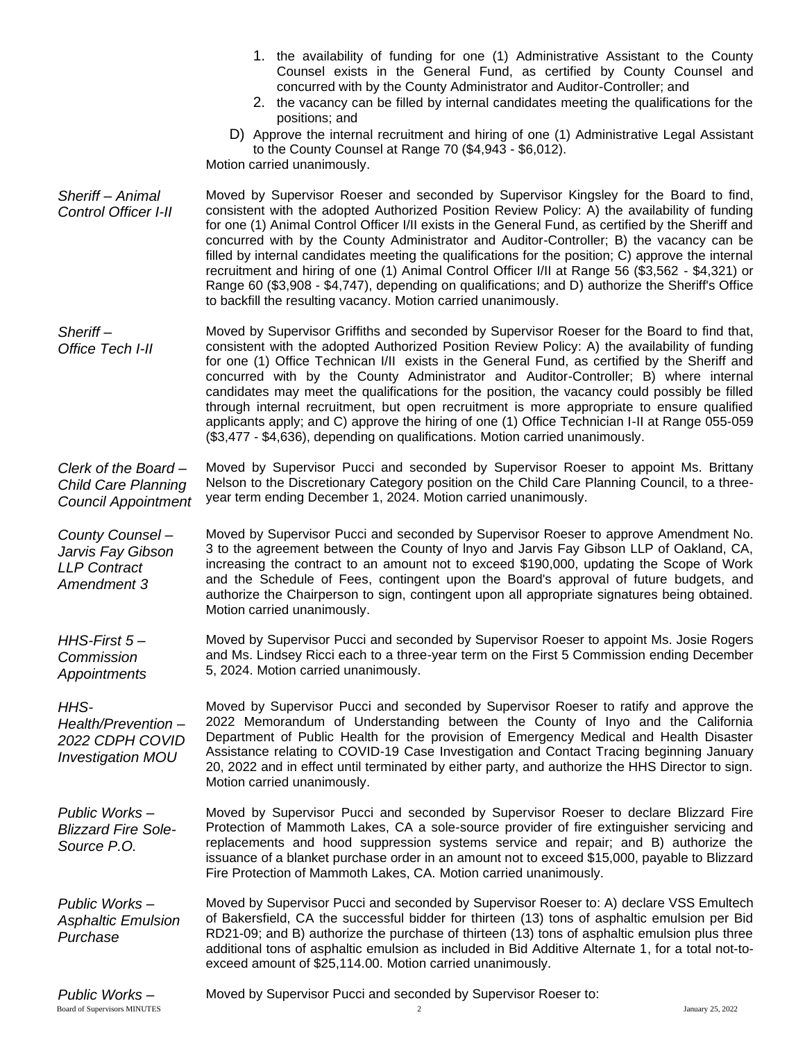1. the availability of funding for one (1) Administrative Assistant to the County Counsel exists in the General Fund, as certified by County Counsel and concurred with by the County Administrator and Auditor-Controller; and
2. the vacancy can be filled by internal candidates meeting the qualifications for the positions; and

D) Approve the internal recruitment and hiring of one (1) Administrative Legal Assistant to the County Counsel at Range 70 ($4,943 - $6,012).

Motion carried unanimously.

*Sheriff – Animal Control Officer I-II*

Moved by Supervisor Roeser and seconded by Supervisor Kingsley for the Board to find, consistent with the adopted Authorized Position Review Policy: A) the availability of funding for one (1) Animal Control Officer I/II exists in the General Fund, as certified by the Sheriff and concurred with by the County Administrator and Auditor-Controller; B) the vacancy can be filled by internal candidates meeting the qualifications for the position; C) approve the internal recruitment and hiring of one (1) Animal Control Officer I/II at Range 56 ($3,562 - $4,321) or Range 60 ($3,908 - $4,747), depending on qualifications; and D) authorize the Sheriff's Office to backfill the resulting vacancy. Motion carried unanimously.

*Sheriff – Office Tech I-II*

Moved by Supervisor Griffiths and seconded by Supervisor Roeser for the Board to find that, consistent with the adopted Authorized Position Review Policy: A) the availability of funding for one (1) Office Technican I/II exists in the General Fund, as certified by the Sheriff and concurred with by the County Administrator and Auditor-Controller; B) where internal candidates may meet the qualifications for the position, the vacancy could possibly be filled through internal recruitment, but open recruitment is more appropriate to ensure qualified applicants apply; and C) approve the hiring of one (1) Office Technician I-II at Range 055-059 ($3,477 - $4,636), depending on qualifications. Motion carried unanimously.

*Clerk of the Board – Child Care Planning Council Appointment*

Moved by Supervisor Pucci and seconded by Supervisor Roeser to appoint Ms. Brittany Nelson to the Discretionary Category position on the Child Care Planning Council, to a three-year term ending December 1, 2024. Motion carried unanimously.

*County Counsel – Jarvis Fay Gibson LLP Contract Amendment 3*

Moved by Supervisor Pucci and seconded by Supervisor Roeser to approve Amendment No. 3 to the agreement between the County of Inyo and Jarvis Fay Gibson LLP of Oakland, CA, increasing the contract to an amount not to exceed $190,000, updating the Scope of Work and the Schedule of Fees, contingent upon the Board's approval of future budgets, and authorize the Chairperson to sign, contingent upon all appropriate signatures being obtained. Motion carried unanimously.

*HHS-First 5 – Commission Appointments*

Moved by Supervisor Pucci and seconded by Supervisor Roeser to appoint Ms. Josie Rogers and Ms. Lindsey Ricci each to a three-year term on the First 5 Commission ending December 5, 2024. Motion carried unanimously.

*HHS-Health/Prevention – 2022 CDPH COVID Investigation MOU*

Moved by Supervisor Pucci and seconded by Supervisor Roeser to ratify and approve the 2022 Memorandum of Understanding between the County of Inyo and the California Department of Public Health for the provision of Emergency Medical and Health Disaster Assistance relating to COVID-19 Case Investigation and Contact Tracing beginning January 20, 2022 and in effect until terminated by either party, and authorize the HHS Director to sign. Motion carried unanimously.

*Public Works – Blizzard Fire Sole-Source P.O.*

Moved by Supervisor Pucci and seconded by Supervisor Roeser to declare Blizzard Fire Protection of Mammoth Lakes, CA a sole-source provider of fire extinguisher servicing and replacements and hood suppression systems service and repair; and B) authorize the issuance of a blanket purchase order in an amount not to exceed $15,000, payable to Blizzard Fire Protection of Mammoth Lakes, CA. Motion carried unanimously.

*Public Works – Asphaltic Emulsion Purchase*

Moved by Supervisor Pucci and seconded by Supervisor Roeser to: A) declare VSS Emultech of Bakersfield, CA the successful bidder for thirteen (13) tons of asphaltic emulsion per Bid RD21-09; and B) authorize the purchase of thirteen (13) tons of asphaltic emulsion plus three additional tons of asphaltic emulsion as included in Bid Additive Alternate 1, for a total not-to-exceed amount of $25,114.00. Motion carried unanimously.

*Public Works –*

Moved by Supervisor Pucci and seconded by Supervisor Roeser to: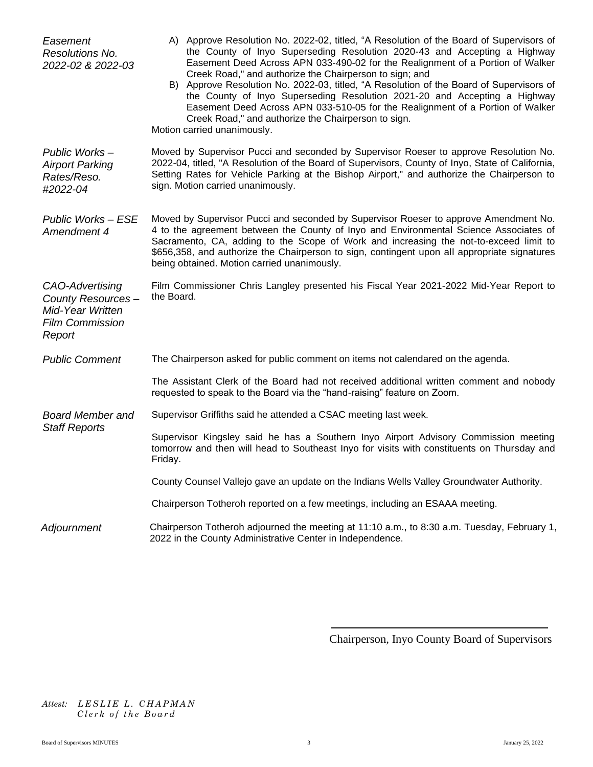*Easement Resolutions No. 2022-02 & 2022-03*

A) Approve Resolution No. 2022-02, titled, "A Resolution of the Board of Supervisors of the County of Inyo Superseding Resolution 2020-43 and Accepting a Highway Easement Deed Across APN 033-490-02 for the Realignment of a Portion of Walker Creek Road," and authorize the Chairperson to sign; and

B) Approve Resolution No. 2022-03, titled, "A Resolution of the Board of Supervisors of the County of Inyo Superseding Resolution 2021-20 and Accepting a Highway Easement Deed Across APN 033-510-05 for the Realignment of a Portion of Walker Creek Road," and authorize the Chairperson to sign.

Motion carried unanimously.

*Public Works – Airport Parking Rates/Reso. #2022-04*

Moved by Supervisor Pucci and seconded by Supervisor Roeser to approve Resolution No. 2022-04, titled, "A Resolution of the Board of Supervisors, County of Inyo, State of California, Setting Rates for Vehicle Parking at the Bishop Airport," and authorize the Chairperson to sign. Motion carried unanimously.

*Public Works – ESE Amendment 4*

Moved by Supervisor Pucci and seconded by Supervisor Roeser to approve Amendment No. 4 to the agreement between the County of Inyo and Environmental Science Associates of Sacramento, CA, adding to the Scope of Work and increasing the not-to-exceed limit to $656,358, and authorize the Chairperson to sign, contingent upon all appropriate signatures being obtained. Motion carried unanimously.

*CAO-Advertising County Resources – Mid-Year Written Film Commission Report*

Film Commissioner Chris Langley presented his Fiscal Year 2021-2022 Mid-Year Report to the Board.

*Public Comment*

The Chairperson asked for public comment on items not calendared on the agenda.

The Assistant Clerk of the Board had not received additional written comment and nobody requested to speak to the Board via the "hand-raising" feature on Zoom.

*Board Member and Staff Reports*

Supervisor Griffiths said he attended a CSAC meeting last week.

Supervisor Kingsley said he has a Southern Inyo Airport Advisory Commission meeting tomorrow and then will head to Southeast Inyo for visits with constituents on Thursday and Friday.

County Counsel Vallejo gave an update on the Indians Wells Valley Groundwater Authority.

Chairperson Totheroh reported on a few meetings, including an ESAAA meeting.

*Adjournment*

Chairperson Totheroh adjourned the meeting at 11:10 a.m., to 8:30 a.m. Tuesday, February 1, 2022 in the County Administrative Center in Independence.

\_\_\_\_\_\_\_\_\_\_\_\_\_\_\_\_\_\_\_\_\_\_\_\_\_\_\_\_\_\_\_\_\_\_\_\_\_\_

Chairperson, Inyo County Board of Supervisors

*Attest:* *LESLIE L. CHAPMAN*
*Clerk of the Board*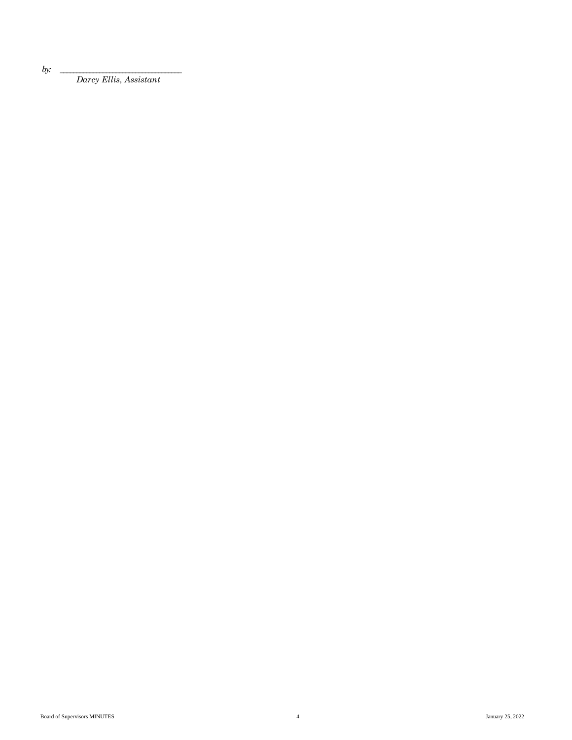*by:* ______________________________

*Darcy Ellis, Assistant*